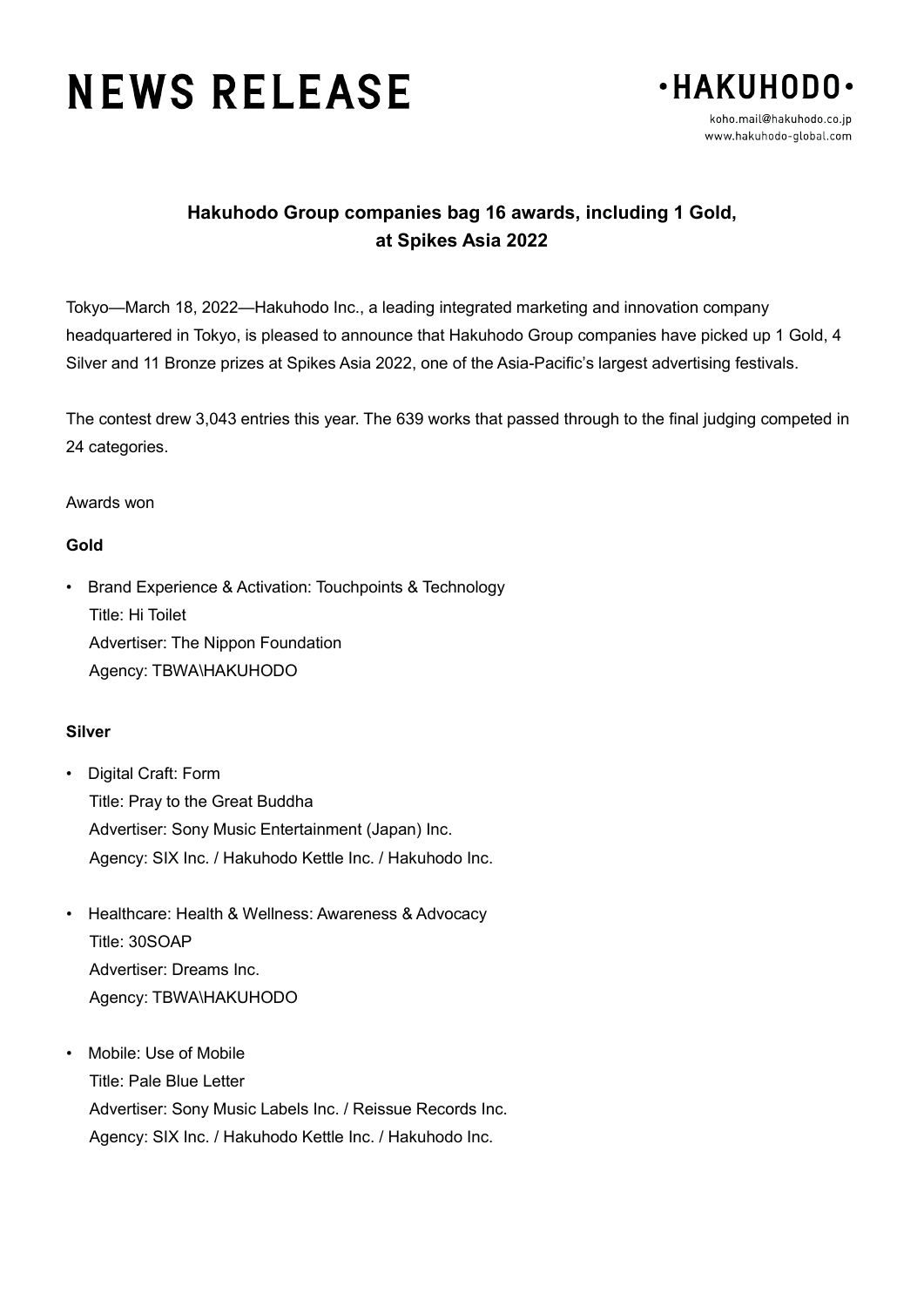# NEWS RELEASE

·HAKUHODO·

koho.mail@hakuhodo.co.jp
www.hakuhodo-global.com

## Hakuhodo Group companies bag 16 awards, including 1 Gold, at Spikes Asia 2022

Tokyo—March 18, 2022—Hakuhodo Inc., a leading integrated marketing and innovation company headquartered in Tokyo, is pleased to announce that Hakuhodo Group companies have picked up 1 Gold, 4 Silver and 11 Bronze prizes at Spikes Asia 2022, one of the Asia-Pacific's largest advertising festivals.

The contest drew 3,043 entries this year. The 639 works that passed through to the final judging competed in 24 categories.

Awards won

**Gold**

- Brand Experience & Activation: Touchpoints & Technology
  Title: Hi Toilet
  Advertiser: The Nippon Foundation
  Agency: TBWA\HAKUHODO

**Silver**

- Digital Craft: Form
  Title: Pray to the Great Buddha
  Advertiser: Sony Music Entertainment (Japan) Inc.
  Agency: SIX Inc. / Hakuhodo Kettle Inc. / Hakuhodo Inc.

- Healthcare: Health & Wellness: Awareness & Advocacy
  Title: 30SOAP
  Advertiser: Dreams Inc.
  Agency: TBWA\HAKUHODO

- Mobile: Use of Mobile
  Title: Pale Blue Letter
  Advertiser: Sony Music Labels Inc. / Reissue Records Inc.
  Agency: SIX Inc. / Hakuhodo Kettle Inc. / Hakuhodo Inc.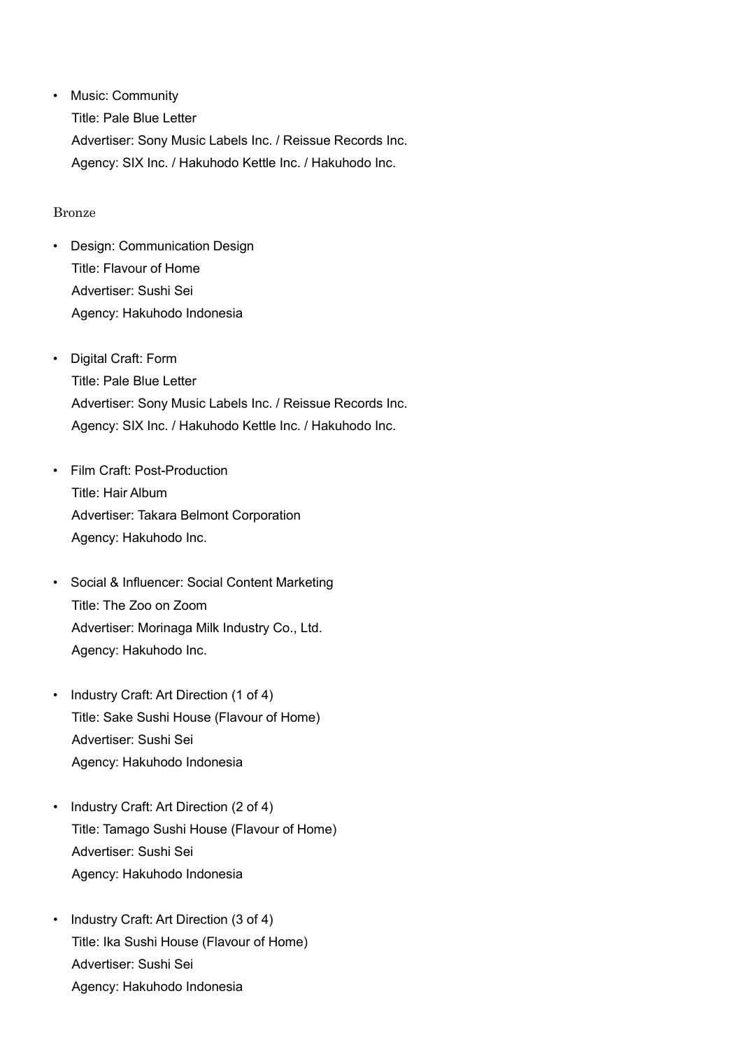- Music: Community
  Title: Pale Blue Letter
  Advertiser: Sony Music Labels Inc. / Reissue Records Inc.
  Agency: SIX Inc. / Hakuhodo Kettle Inc. / Hakuhodo Inc.

Bronze

- Design: Communication Design
  Title: Flavour of Home
  Advertiser: Sushi Sei
  Agency: Hakuhodo Indonesia

- Digital Craft: Form
  Title: Pale Blue Letter
  Advertiser: Sony Music Labels Inc. / Reissue Records Inc.
  Agency: SIX Inc. / Hakuhodo Kettle Inc. / Hakuhodo Inc.

- Film Craft: Post-Production
  Title: Hair Album
  Advertiser: Takara Belmont Corporation
  Agency: Hakuhodo Inc.

- Social & Influencer: Social Content Marketing
  Title: The Zoo on Zoom
  Advertiser: Morinaga Milk Industry Co., Ltd.
  Agency: Hakuhodo Inc.

- Industry Craft: Art Direction (1 of 4)
  Title: Sake Sushi House (Flavour of Home)
  Advertiser: Sushi Sei
  Agency: Hakuhodo Indonesia

- Industry Craft: Art Direction (2 of 4)
  Title: Tamago Sushi House (Flavour of Home)
  Advertiser: Sushi Sei
  Agency: Hakuhodo Indonesia

- Industry Craft: Art Direction (3 of 4)
  Title: Ika Sushi House (Flavour of Home)
  Advertiser: Sushi Sei
  Agency: Hakuhodo Indonesia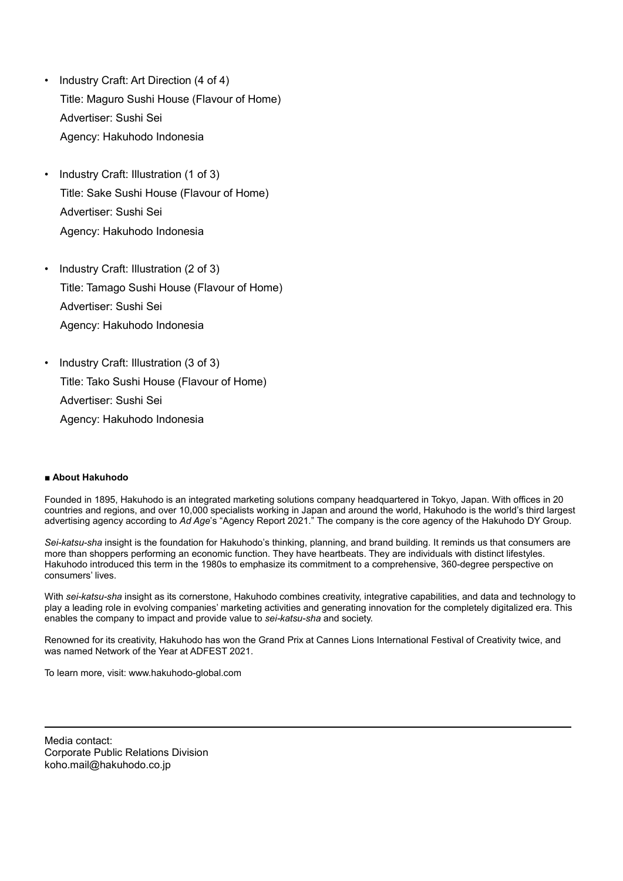- Industry Craft: Art Direction (4 of 4)
  Title: Maguro Sushi House (Flavour of Home)
  Advertiser: Sushi Sei
  Agency: Hakuhodo Indonesia

- Industry Craft: Illustration (1 of 3)
  Title: Sake Sushi House (Flavour of Home)
  Advertiser: Sushi Sei
  Agency: Hakuhodo Indonesia

- Industry Craft: Illustration (2 of 3)
  Title: Tamago Sushi House (Flavour of Home)
  Advertiser: Sushi Sei
  Agency: Hakuhodo Indonesia

- Industry Craft: Illustration (3 of 3)
  Title: Tako Sushi House (Flavour of Home)
  Advertiser: Sushi Sei
  Agency: Hakuhodo Indonesia

**■ About Hakuhodo**

Founded in 1895, Hakuhodo is an integrated marketing solutions company headquartered in Tokyo, Japan. With offices in 20 countries and regions, and over 10,000 specialists working in Japan and around the world, Hakuhodo is the world's third largest advertising agency according to *Ad Age*'s "Agency Report 2021." The company is the core agency of the Hakuhodo DY Group.

*Sei-katsu-sha* insight is the foundation for Hakuhodo's thinking, planning, and brand building. It reminds us that consumers are more than shoppers performing an economic function. They have heartbeats. They are individuals with distinct lifestyles. Hakuhodo introduced this term in the 1980s to emphasize its commitment to a comprehensive, 360-degree perspective on consumers' lives.

With *sei-katsu-sha* insight as its cornerstone, Hakuhodo combines creativity, integrative capabilities, and data and technology to play a leading role in evolving companies' marketing activities and generating innovation for the completely digitalized era. This enables the company to impact and provide value to *sei-katsu-sha* and society.

Renowned for its creativity, Hakuhodo has won the Grand Prix at Cannes Lions International Festival of Creativity twice, and was named Network of the Year at ADFEST 2021.

To learn more, visit: www.hakuhodo-global.com

---

Media contact:
Corporate Public Relations Division
koho.mail@hakuhodo.co.jp